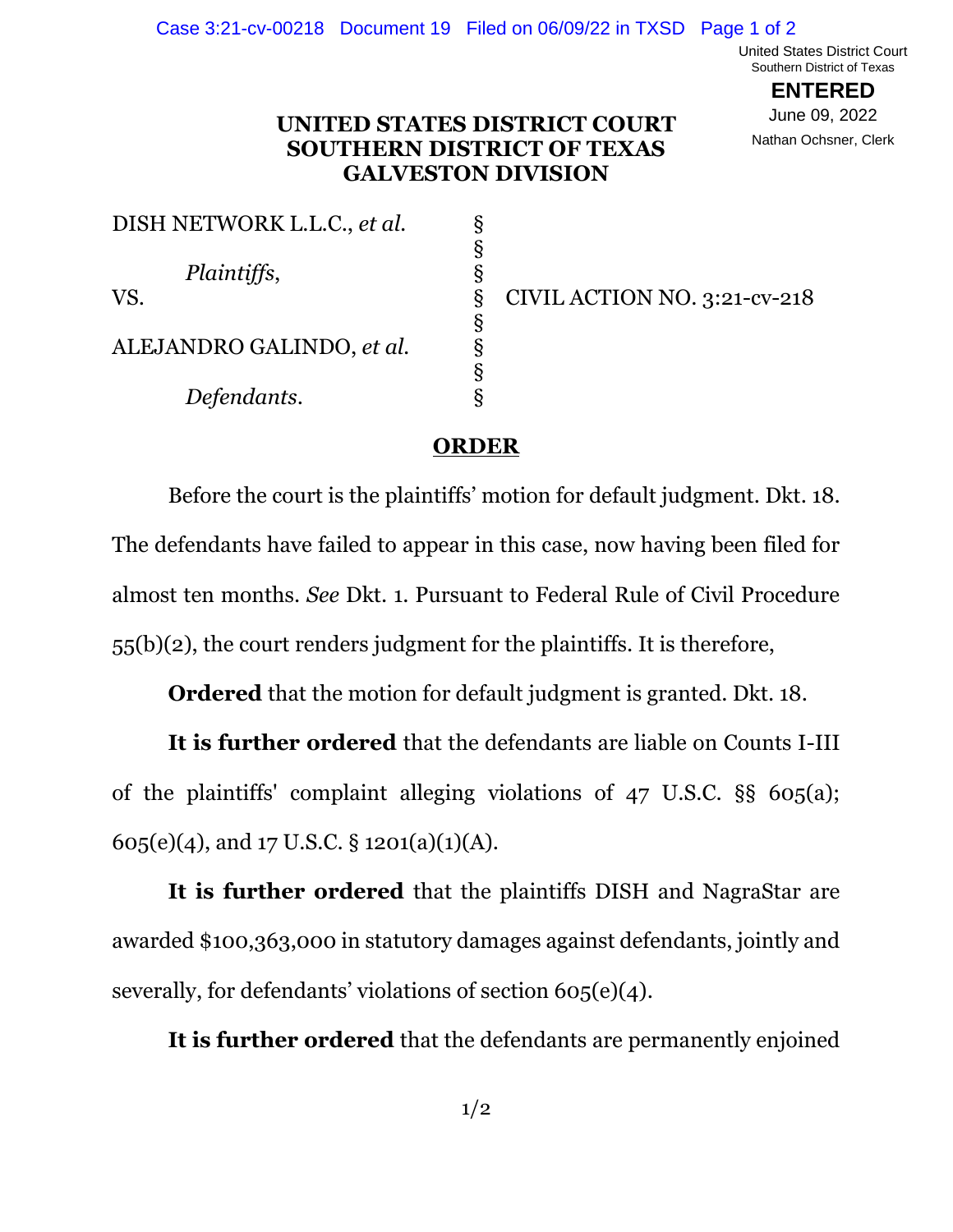United States District Court
Southern District of Texas

**ENTERED**

June 09, 2022

Nathan Ochsner, Clerk

**UNITED STATES DISTRICT COURT**
**SOUTHERN DISTRICT OF TEXAS**
**GALVESTON DIVISION**

| | | |
|---|---|---|
| DISH NETWORK L.L.C., *et al.* | § | |
| | § | |
| *Plaintiffs*, | § | |
| VS. | § | CIVIL ACTION NO. 3:21-cv-218 |
| | § | |
| ALEJANDRO GALINDO, *et al.* | § | |
| | § | |
| *Defendants*. | § | |

## ORDER

Before the court is the plaintiffs' motion for default judgment. Dkt. 18. The defendants have failed to appear in this case, now having been filed for almost ten months. *See* Dkt. 1. Pursuant to Federal Rule of Civil Procedure 55(b)(2), the court renders judgment for the plaintiffs. It is therefore,

**Ordered** that the motion for default judgment is granted. Dkt. 18.

**It is further ordered** that the defendants are liable on Counts I-III of the plaintiffs' complaint alleging violations of 47 U.S.C. §§ 605(a); 605(e)(4), and 17 U.S.C. § 1201(a)(1)(A).

**It is further ordered** that the plaintiffs DISH and NagraStar are awarded $100,363,000 in statutory damages against defendants, jointly and severally, for defendants' violations of section 605(e)(4).

**It is further ordered** that the defendants are permanently enjoined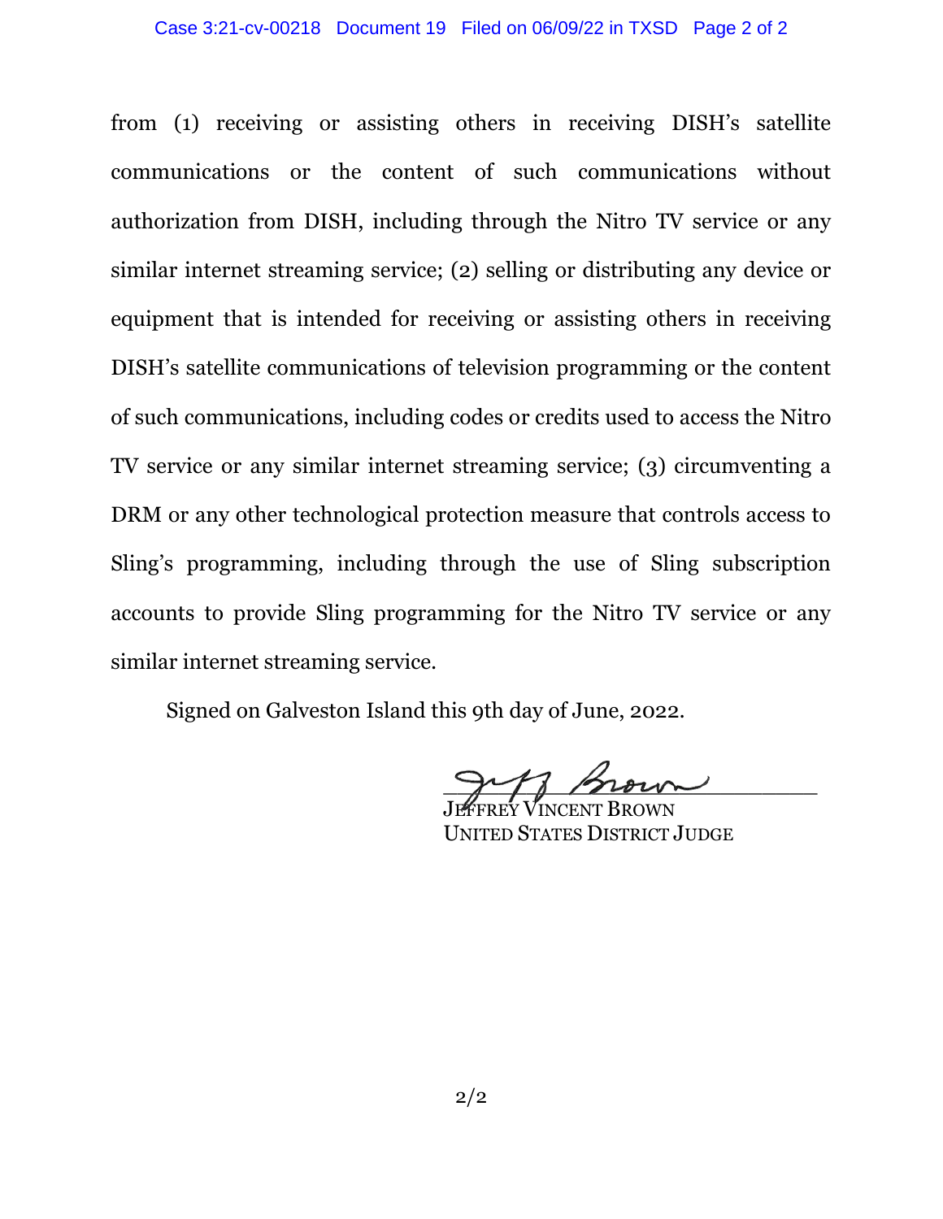from (1) receiving or assisting others in receiving DISH's satellite communications or the content of such communications without authorization from DISH, including through the Nitro TV service or any similar internet streaming service; (2) selling or distributing any device or equipment that is intended for receiving or assisting others in receiving DISH's satellite communications of television programming or the content of such communications, including codes or credits used to access the Nitro TV service or any similar internet streaming service; (3) circumventing a DRM or any other technological protection measure that controls access to Sling's programming, including through the use of Sling subscription accounts to provide Sling programming for the Nitro TV service or any similar internet streaming service.

Signed on Galveston Island this 9th day of June, 2022.

JEFFREY VINCENT BROWN
UNITED STATES DISTRICT JUDGE